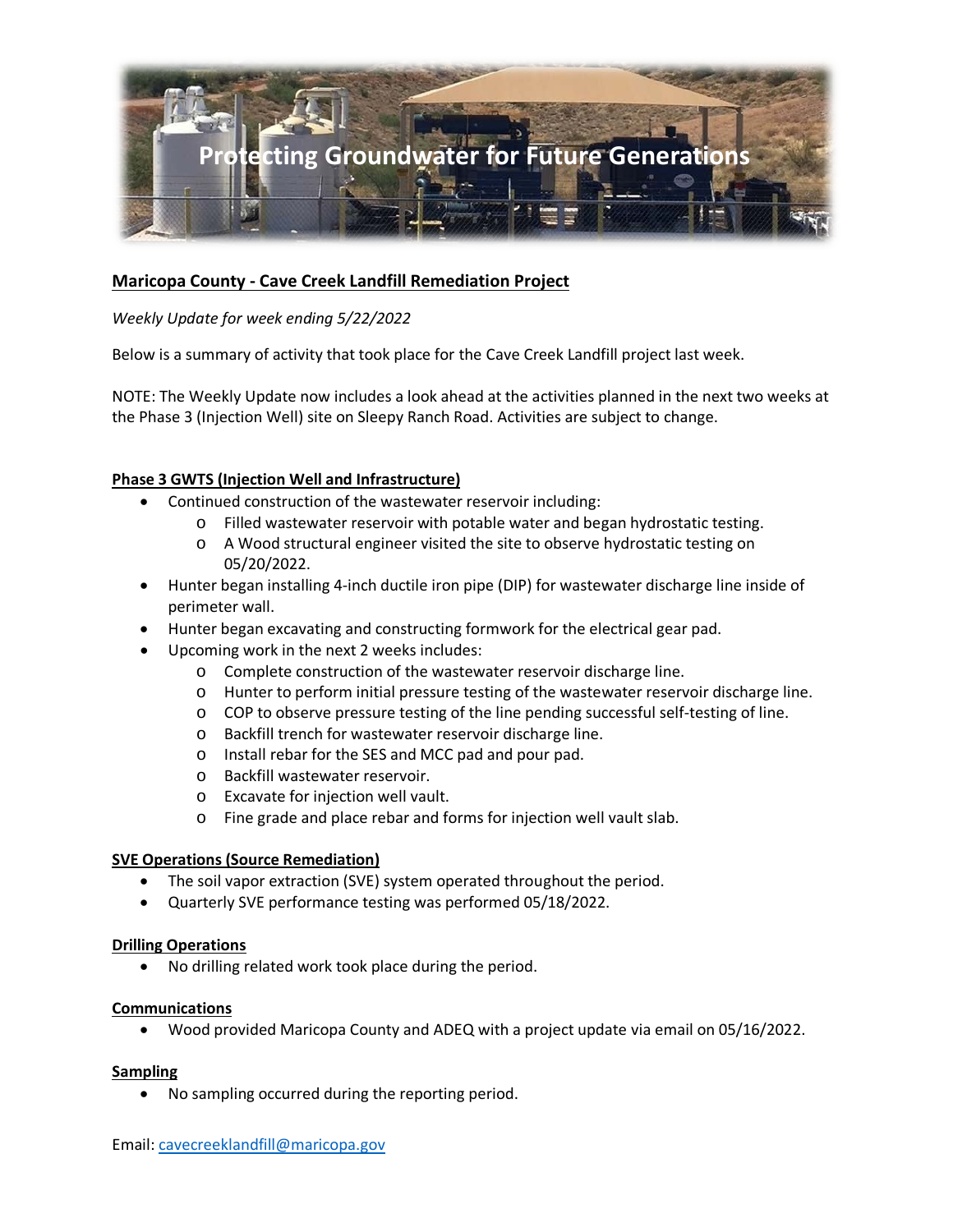Protecting Groundwater for Future Generations

**Maricopa County - Cave Creek Landfill Remediation Project**

*Weekly Update for week ending 5/22/2022*

Below is a summary of activity that took place for the Cave Creek Landfill project last week.

NOTE: The Weekly Update now includes a look ahead at the activities planned in the next two weeks at the Phase 3 (Injection Well) site on Sleepy Ranch Road. Activities are subject to change.

**Phase 3 GWTS (Injection Well and Infrastructure)**

- Continued construction of the wastewater reservoir including:
  - Filled wastewater reservoir with potable water and began hydrostatic testing.
  - A Wood structural engineer visited the site to observe hydrostatic testing on 05/20/2022.
- Hunter began installing 4-inch ductile iron pipe (DIP) for wastewater discharge line inside of perimeter wall.
- Hunter began excavating and constructing formwork for the electrical gear pad.
- Upcoming work in the next 2 weeks includes:
  - Complete construction of the wastewater reservoir discharge line.
  - Hunter to perform initial pressure testing of the wastewater reservoir discharge line.
  - COP to observe pressure testing of the line pending successful self-testing of line.
  - Backfill trench for wastewater reservoir discharge line.
  - Install rebar for the SES and MCC pad and pour pad.
  - Backfill wastewater reservoir.
  - Excavate for injection well vault.
  - Fine grade and place rebar and forms for injection well vault slab.

**SVE Operations (Source Remediation)**

- The soil vapor extraction (SVE) system operated throughout the period.
- Quarterly SVE performance testing was performed 05/18/2022.

**Drilling Operations**

- No drilling related work took place during the period.

**Communications**

- Wood provided Maricopa County and ADEQ with a project update via email on 05/16/2022.

**Sampling**

- No sampling occurred during the reporting period.

Email: cavecreeklandfill@maricopa.gov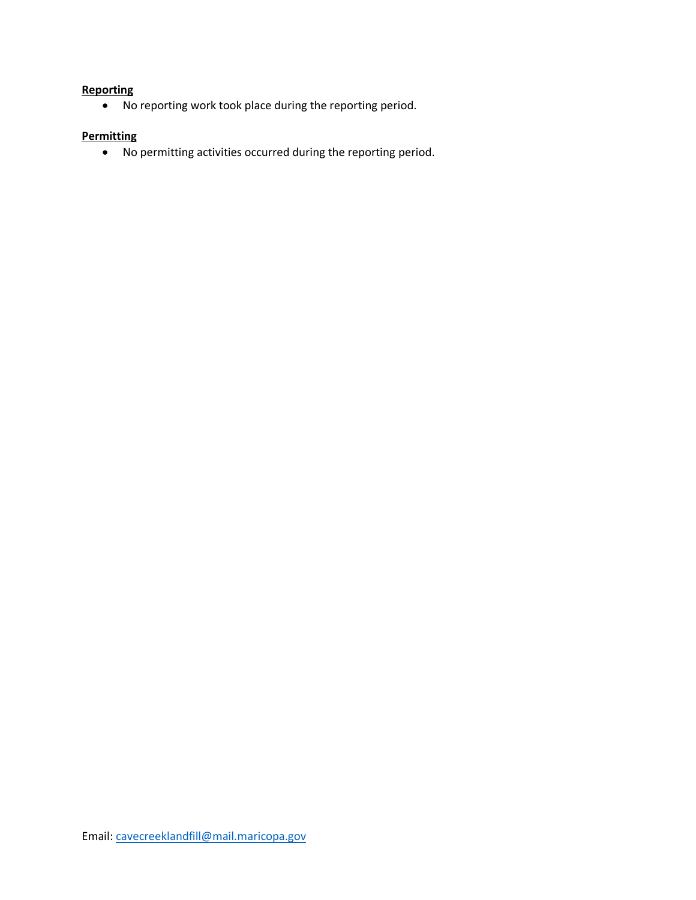**Reporting**

- No reporting work took place during the reporting period.

**Permitting**

- No permitting activities occurred during the reporting period.

Email: cavecreeklandfill@mail.maricopa.gov